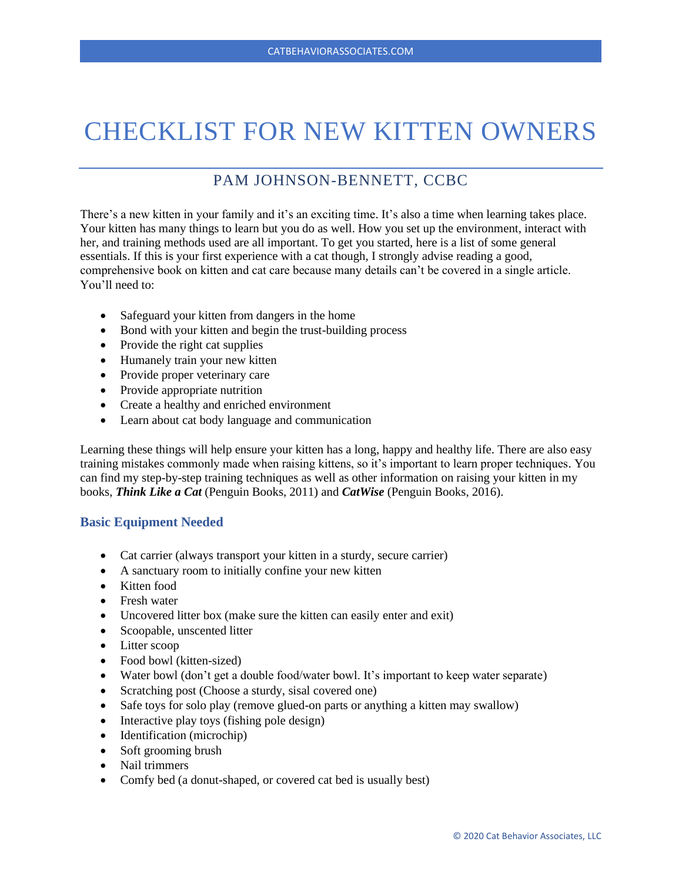# CHECKLIST FOR NEW KITTEN OWNERS

## PAM JOHNSON-BENNETT, CCBC

There's a new kitten in your family and it's an exciting time. It's also a time when learning takes place. Your kitten has many things to learn but you do as well. How you set up the environment, interact with her, and training methods used are all important. To get you started, here is a list of some general essentials. If this is your first experience with a cat though, I strongly advise reading a good, comprehensive book on kitten and cat care because many details can't be covered in a single article. You'll need to:

- Safeguard your kitten from dangers in the home
- Bond with your kitten and begin the trust-building process
- Provide the right cat supplies
- Humanely train your new kitten
- Provide proper veterinary care
- Provide appropriate nutrition
- Create a healthy and enriched environment
- Learn about cat body language and communication

Learning these things will help ensure your kitten has a long, happy and healthy life. There are also easy training mistakes commonly made when raising kittens, so it's important to learn proper techniques. You can find my step-by-step training techniques as well as other information on raising your kitten in my books, ***Think Like a Cat*** (Penguin Books, 2011) and ***CatWise*** (Penguin Books, 2016).

### Basic Equipment Needed

- Cat carrier (always transport your kitten in a sturdy, secure carrier)
- A sanctuary room to initially confine your new kitten
- Kitten food
- Fresh water
- Uncovered litter box (make sure the kitten can easily enter and exit)
- Scoopable, unscented litter
- Litter scoop
- Food bowl (kitten-sized)
- Water bowl (don't get a double food/water bowl. It's important to keep water separate)
- Scratching post (Choose a sturdy, sisal covered one)
- Safe toys for solo play (remove glued-on parts or anything a kitten may swallow)
- Interactive play toys (fishing pole design)
- Identification (microchip)
- Soft grooming brush
- Nail trimmers
- Comfy bed (a donut-shaped, or covered cat bed is usually best)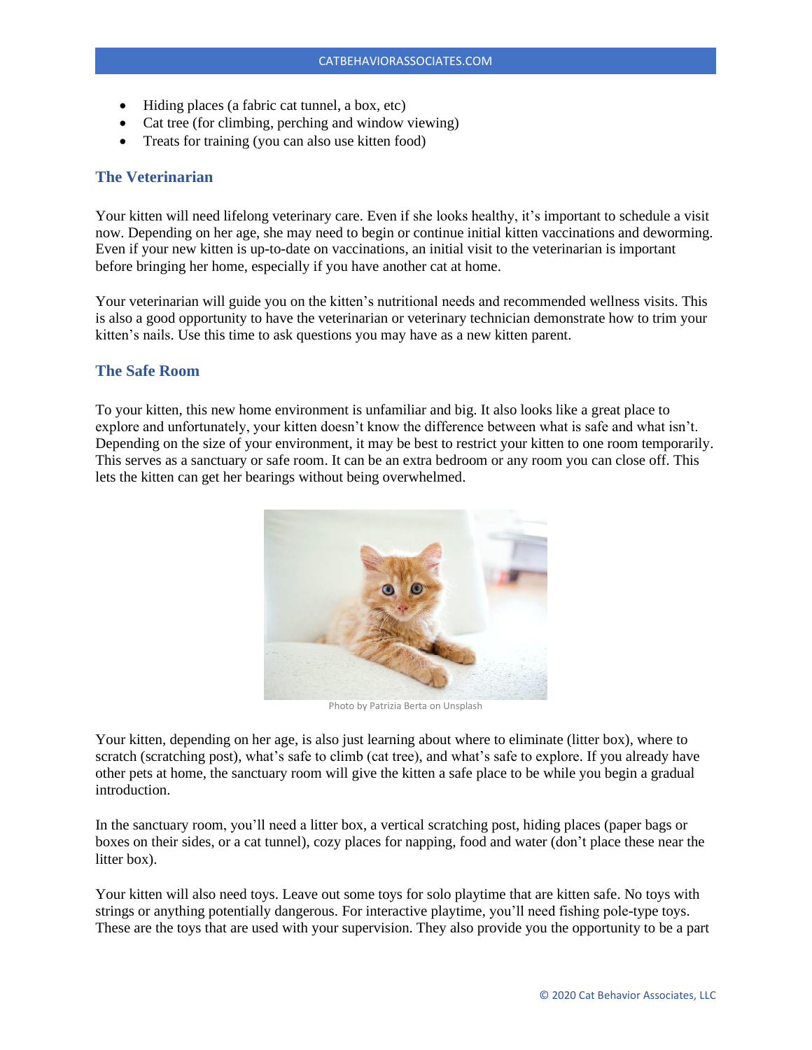- Hiding places (a fabric cat tunnel, a box, etc)
- Cat tree (for climbing, perching and window viewing)
- Treats for training (you can also use kitten food)

## The Veterinarian

Your kitten will need lifelong veterinary care. Even if she looks healthy, it's important to schedule a visit now. Depending on her age, she may need to begin or continue initial kitten vaccinations and deworming. Even if your new kitten is up-to-date on vaccinations, an initial visit to the veterinarian is important before bringing her home, especially if you have another cat at home.

Your veterinarian will guide you on the kitten's nutritional needs and recommended wellness visits. This is also a good opportunity to have the veterinarian or veterinary technician demonstrate how to trim your kitten's nails. Use this time to ask questions you may have as a new kitten parent.

## The Safe Room

To your kitten, this new home environment is unfamiliar and big. It also looks like a great place to explore and unfortunately, your kitten doesn't know the difference between what is safe and what isn't. Depending on the size of your environment, it may be best to restrict your kitten to one room temporarily. This serves as a sanctuary or safe room. It can be an extra bedroom or any room you can close off. This lets the kitten can get her bearings without being overwhelmed.

Photo by Patrizia Berta on Unsplash

Your kitten, depending on her age, is also just learning about where to eliminate (litter box), where to scratch (scratching post), what's safe to climb (cat tree), and what's safe to explore. If you already have other pets at home, the sanctuary room will give the kitten a safe place to be while you begin a gradual introduction.

In the sanctuary room, you'll need a litter box, a vertical scratching post, hiding places (paper bags or boxes on their sides, or a cat tunnel), cozy places for napping, food and water (don't place these near the litter box).

Your kitten will also need toys. Leave out some toys for solo playtime that are kitten safe. No toys with strings or anything potentially dangerous. For interactive playtime, you'll need fishing pole-type toys. These are the toys that are used with your supervision. They also provide you the opportunity to be a part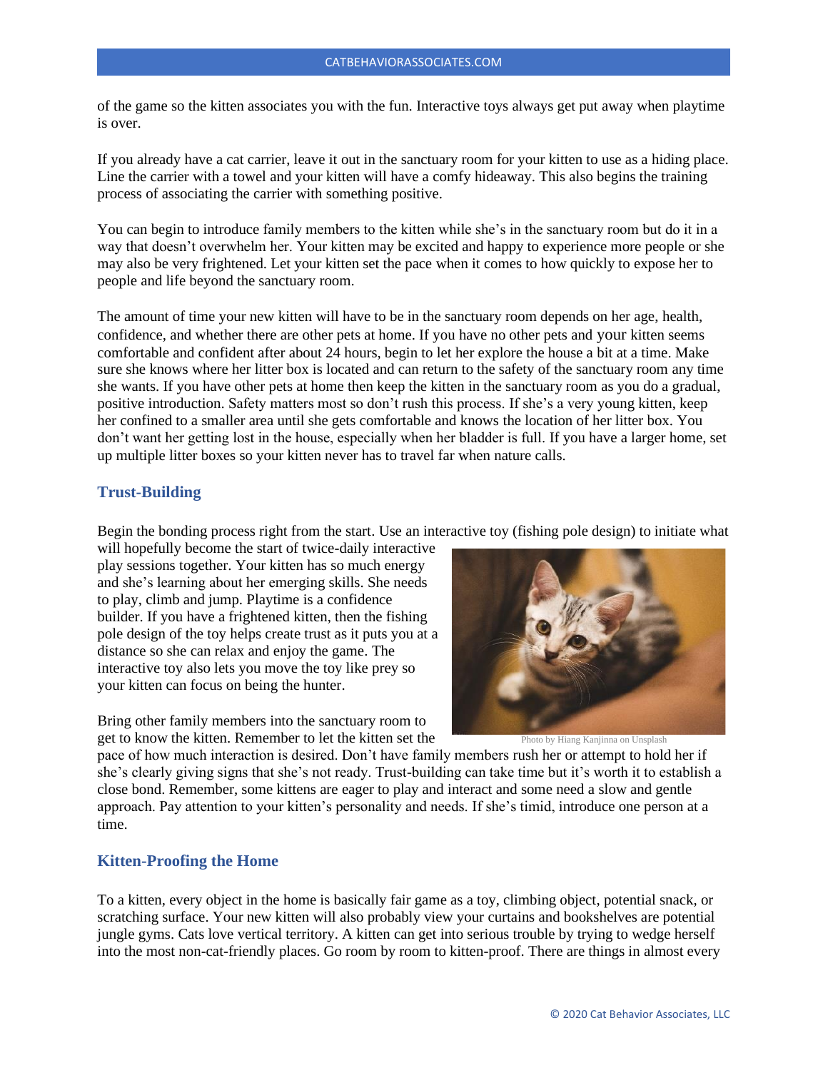of the game so the kitten associates you with the fun. Interactive toys always get put away when playtime is over.

If you already have a cat carrier, leave it out in the sanctuary room for your kitten to use as a hiding place. Line the carrier with a towel and your kitten will have a comfy hideaway. This also begins the training process of associating the carrier with something positive.

You can begin to introduce family members to the kitten while she's in the sanctuary room but do it in a way that doesn't overwhelm her. Your kitten may be excited and happy to experience more people or she may also be very frightened. Let your kitten set the pace when it comes to how quickly to expose her to people and life beyond the sanctuary room.

The amount of time your new kitten will have to be in the sanctuary room depends on her age, health, confidence, and whether there are other pets at home. If you have no other pets and your kitten seems comfortable and confident after about 24 hours, begin to let her explore the house a bit at a time. Make sure she knows where her litter box is located and can return to the safety of the sanctuary room any time she wants. If you have other pets at home then keep the kitten in the sanctuary room as you do a gradual, positive introduction. Safety matters most so don't rush this process. If she's a very young kitten, keep her confined to a smaller area until she gets comfortable and knows the location of her litter box. You don't want her getting lost in the house, especially when her bladder is full. If you have a larger home, set up multiple litter boxes so your kitten never has to travel far when nature calls.

## Trust-Building

Begin the bonding process right from the start. Use an interactive toy (fishing pole design) to initiate what will hopefully become the start of twice-daily interactive play sessions together. Your kitten has so much energy and she's learning about her emerging skills. She needs to play, climb and jump. Playtime is a confidence builder. If you have a frightened kitten, then the fishing pole design of the toy helps create trust as it puts you at a distance so she can relax and enjoy the game. The interactive toy also lets you move the toy like prey so your kitten can focus on being the hunter.

Photo by Hiang Kanjinna on Unsplash

Bring other family members into the sanctuary room to get to know the kitten. Remember to let the kitten set the pace of how much interaction is desired. Don't have family members rush her or attempt to hold her if she's clearly giving signs that she's not ready. Trust-building can take time but it's worth it to establish a close bond. Remember, some kittens are eager to play and interact and some need a slow and gentle approach. Pay attention to your kitten's personality and needs. If she's timid, introduce one person at a time.

## Kitten-Proofing the Home

To a kitten, every object in the home is basically fair game as a toy, climbing object, potential snack, or scratching surface. Your new kitten will also probably view your curtains and bookshelves are potential jungle gyms. Cats love vertical territory. A kitten can get into serious trouble by trying to wedge herself into the most non-cat-friendly places. Go room by room to kitten-proof. There are things in almost every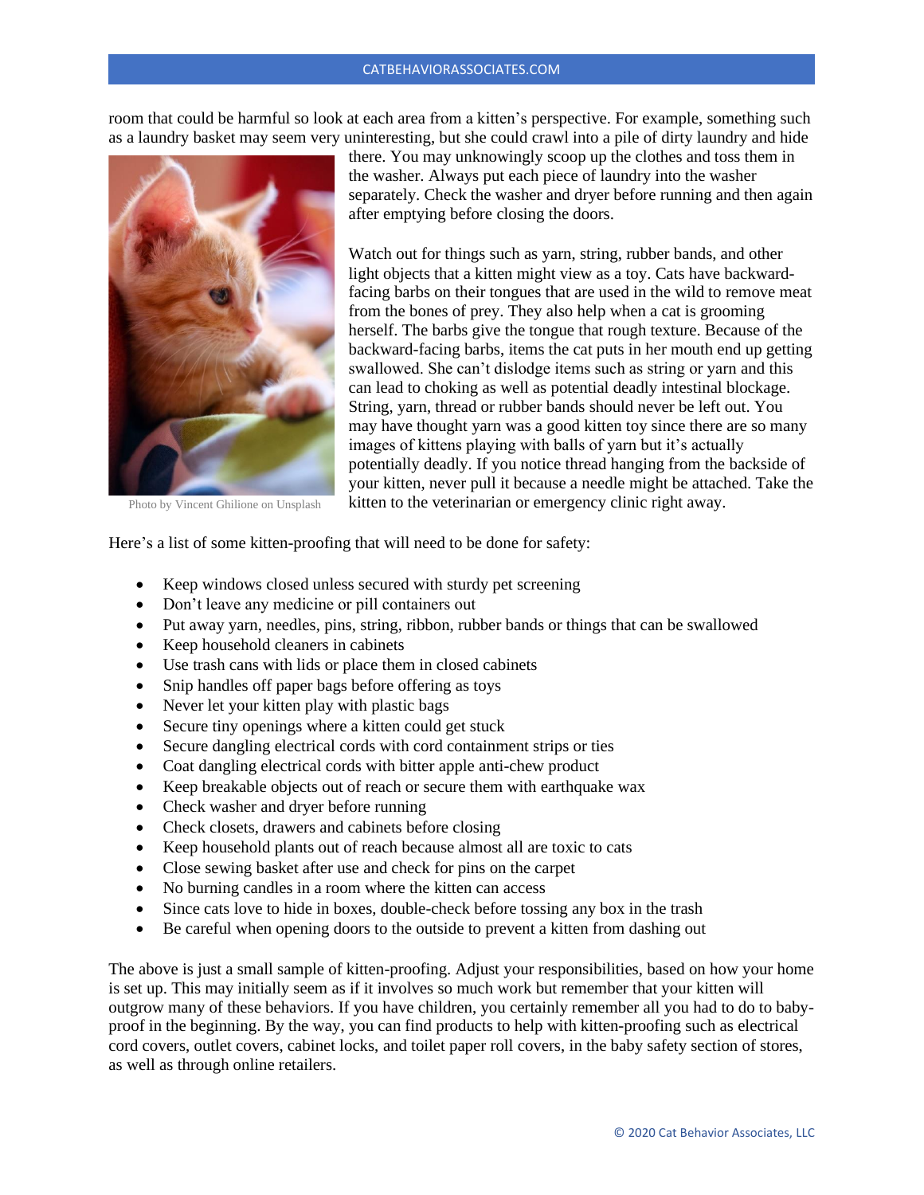room that could be harmful so look at each area from a kitten's perspective. For example, something such as a laundry basket may seem very uninteresting, but she could crawl into a pile of dirty laundry and hide there. You may unknowingly scoop up the clothes and toss them in the washer. Always put each piece of laundry into the washer separately. Check the washer and dryer before running and then again after emptying before closing the doors.

Photo by Vincent Ghilione on Unsplash

Watch out for things such as yarn, string, rubber bands, and other light objects that a kitten might view as a toy. Cats have backward-facing barbs on their tongues that are used in the wild to remove meat from the bones of prey. They also help when a cat is grooming herself. The barbs give the tongue that rough texture. Because of the backward-facing barbs, items the cat puts in her mouth end up getting swallowed. She can't dislodge items such as string or yarn and this can lead to choking as well as potential deadly intestinal blockage. String, yarn, thread or rubber bands should never be left out. You may have thought yarn was a good kitten toy since there are so many images of kittens playing with balls of yarn but it's actually potentially deadly. If you notice thread hanging from the backside of your kitten, never pull it because a needle might be attached. Take the kitten to the veterinarian or emergency clinic right away.

Here's a list of some kitten-proofing that will need to be done for safety:

- Keep windows closed unless secured with sturdy pet screening
- Don't leave any medicine or pill containers out
- Put away yarn, needles, pins, string, ribbon, rubber bands or things that can be swallowed
- Keep household cleaners in cabinets
- Use trash cans with lids or place them in closed cabinets
- Snip handles off paper bags before offering as toys
- Never let your kitten play with plastic bags
- Secure tiny openings where a kitten could get stuck
- Secure dangling electrical cords with cord containment strips or ties
- Coat dangling electrical cords with bitter apple anti-chew product
- Keep breakable objects out of reach or secure them with earthquake wax
- Check washer and dryer before running
- Check closets, drawers and cabinets before closing
- Keep household plants out of reach because almost all are toxic to cats
- Close sewing basket after use and check for pins on the carpet
- No burning candles in a room where the kitten can access
- Since cats love to hide in boxes, double-check before tossing any box in the trash
- Be careful when opening doors to the outside to prevent a kitten from dashing out

The above is just a small sample of kitten-proofing. Adjust your responsibilities, based on how your home is set up. This may initially seem as if it involves so much work but remember that your kitten will outgrow many of these behaviors. If you have children, you certainly remember all you had to do to baby-proof in the beginning. By the way, you can find products to help with kitten-proofing such as electrical cord covers, outlet covers, cabinet locks, and toilet paper roll covers, in the baby safety section of stores, as well as through online retailers.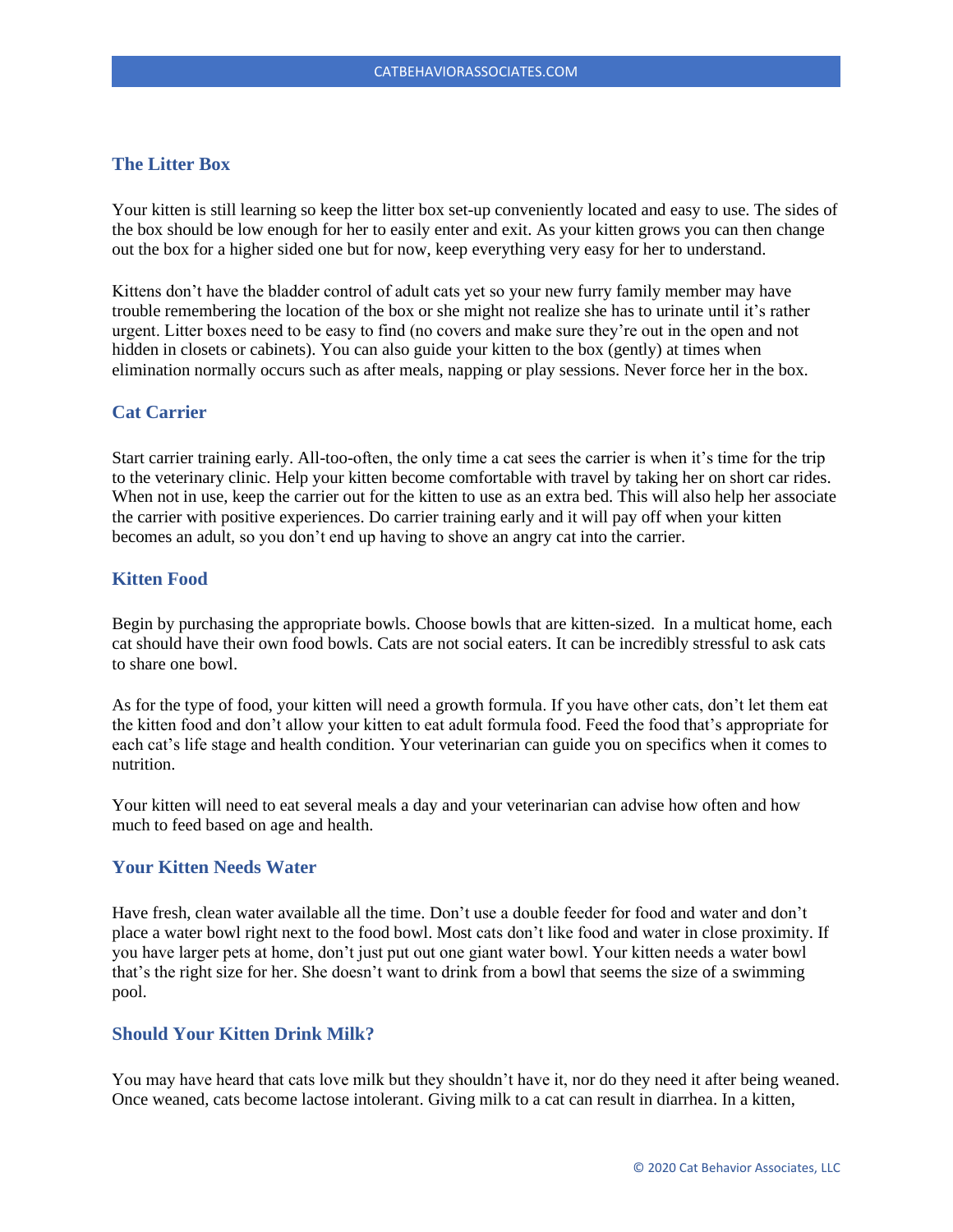## The Litter Box

Your kitten is still learning so keep the litter box set-up conveniently located and easy to use. The sides of the box should be low enough for her to easily enter and exit. As your kitten grows you can then change out the box for a higher sided one but for now, keep everything very easy for her to understand.

Kittens don't have the bladder control of adult cats yet so your new furry family member may have trouble remembering the location of the box or she might not realize she has to urinate until it's rather urgent. Litter boxes need to be easy to find (no covers and make sure they're out in the open and not hidden in closets or cabinets). You can also guide your kitten to the box (gently) at times when elimination normally occurs such as after meals, napping or play sessions. Never force her in the box.

## Cat Carrier

Start carrier training early. All-too-often, the only time a cat sees the carrier is when it's time for the trip to the veterinary clinic. Help your kitten become comfortable with travel by taking her on short car rides. When not in use, keep the carrier out for the kitten to use as an extra bed. This will also help her associate the carrier with positive experiences. Do carrier training early and it will pay off when your kitten becomes an adult, so you don't end up having to shove an angry cat into the carrier.

## Kitten Food

Begin by purchasing the appropriate bowls. Choose bowls that are kitten-sized. In a multicat home, each cat should have their own food bowls. Cats are not social eaters. It can be incredibly stressful to ask cats to share one bowl.

As for the type of food, your kitten will need a growth formula. If you have other cats, don't let them eat the kitten food and don't allow your kitten to eat adult formula food. Feed the food that's appropriate for each cat's life stage and health condition. Your veterinarian can guide you on specifics when it comes to nutrition.

Your kitten will need to eat several meals a day and your veterinarian can advise how often and how much to feed based on age and health.

## Your Kitten Needs Water

Have fresh, clean water available all the time. Don't use a double feeder for food and water and don't place a water bowl right next to the food bowl. Most cats don't like food and water in close proximity. If you have larger pets at home, don't just put out one giant water bowl. Your kitten needs a water bowl that's the right size for her. She doesn't want to drink from a bowl that seems the size of a swimming pool.

## Should Your Kitten Drink Milk?

You may have heard that cats love milk but they shouldn't have it, nor do they need it after being weaned. Once weaned, cats become lactose intolerant. Giving milk to a cat can result in diarrhea. In a kitten,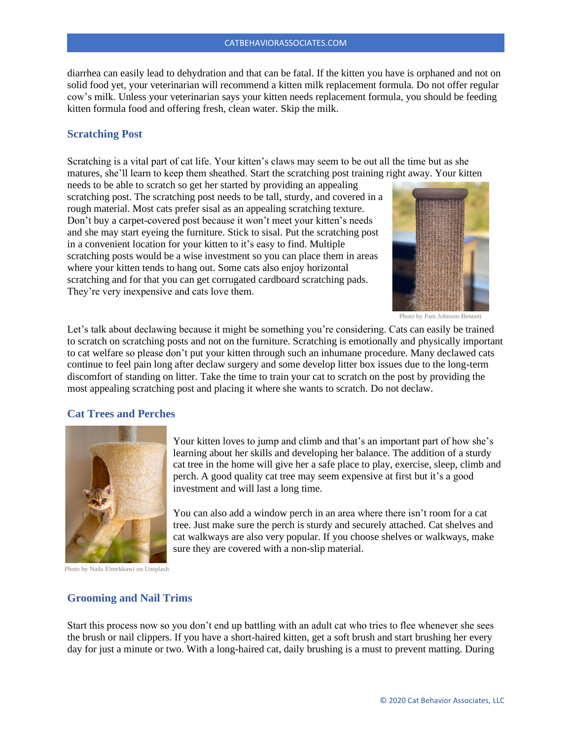diarrhea can easily lead to dehydration and that can be fatal. If the kitten you have is orphaned and not on solid food yet, your veterinarian will recommend a kitten milk replacement formula. Do not offer regular cow's milk. Unless your veterinarian says your kitten needs replacement formula, you should be feeding kitten formula food and offering fresh, clean water. Skip the milk.

## Scratching Post

Scratching is a vital part of cat life. Your kitten's claws may seem to be out all the time but as she matures, she'll learn to keep them sheathed. Start the scratching post training right away. Your kitten needs to be able to scratch so get her started by providing an appealing scratching post. The scratching post needs to be tall, sturdy, and covered in a rough material. Most cats prefer sisal as an appealing scratching texture. Don't buy a carpet-covered post because it won't meet your kitten's needs and she may start eyeing the furniture. Stick to sisal. Put the scratching post in a convenient location for your kitten to it's easy to find. Multiple scratching posts would be a wise investment so you can place them in areas where your kitten tends to hang out. Some cats also enjoy horizontal scratching and for that you can get corrugated cardboard scratching pads. They're very inexpensive and cats love them.

Photo by Pam Johnson-Bennett

Let's talk about declawing because it might be something you're considering. Cats can easily be trained to scratch on scratching posts and not on the furniture. Scratching is emotionally and physically important to cat welfare so please don't put your kitten through such an inhumane procedure. Many declawed cats continue to feel pain long after declaw surgery and some develop litter box issues due to the long-term discomfort of standing on litter. Take the time to train your cat to scratch on the post by providing the most appealing scratching post and placing it where she wants to scratch. Do not declaw.

## Cat Trees and Perches

Photo by Nada Elmekkawi on Unsplash

Your kitten loves to jump and climb and that's an important part of how she's learning about her skills and developing her balance. The addition of a sturdy cat tree in the home will give her a safe place to play, exercise, sleep, climb and perch. A good quality cat tree may seem expensive at first but it's a good investment and will last a long time.

You can also add a window perch in an area where there isn't room for a cat tree. Just make sure the perch is sturdy and securely attached. Cat shelves and cat walkways are also very popular. If you choose shelves or walkways, make sure they are covered with a non-slip material.

## Grooming and Nail Trims

Start this process now so you don't end up battling with an adult cat who tries to flee whenever she sees the brush or nail clippers. If you have a short-haired kitten, get a soft brush and start brushing her every day for just a minute or two. With a long-haired cat, daily brushing is a must to prevent matting. During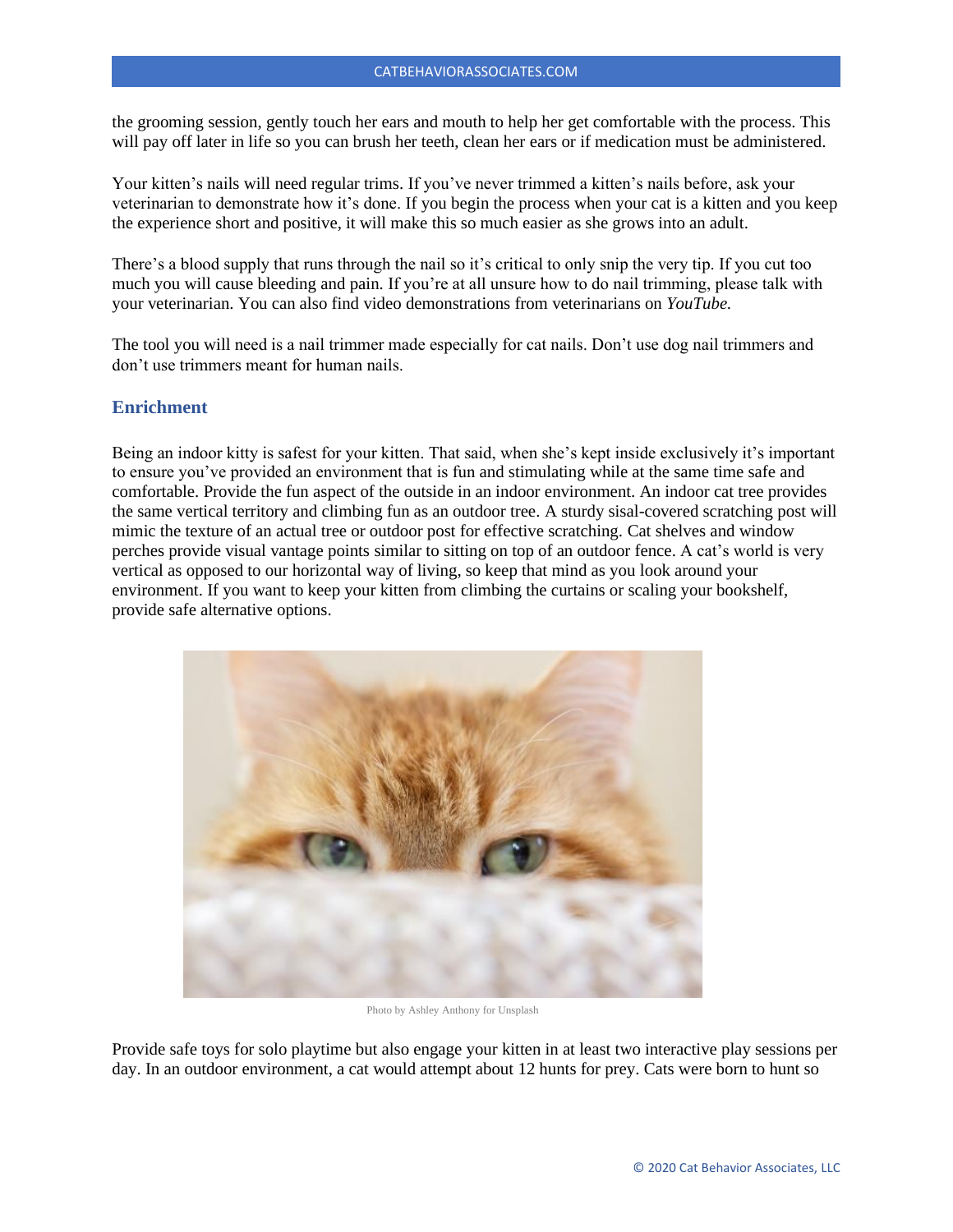the grooming session, gently touch her ears and mouth to help her get comfortable with the process. This will pay off later in life so you can brush her teeth, clean her ears or if medication must be administered.

Your kitten's nails will need regular trims. If you've never trimmed a kitten's nails before, ask your veterinarian to demonstrate how it's done. If you begin the process when your cat is a kitten and you keep the experience short and positive, it will make this so much easier as she grows into an adult.

There's a blood supply that runs through the nail so it's critical to only snip the very tip. If you cut too much you will cause bleeding and pain. If you're at all unsure how to do nail trimming, please talk with your veterinarian. You can also find video demonstrations from veterinarians on *YouTube.*

The tool you will need is a nail trimmer made especially for cat nails. Don't use dog nail trimmers and don't use trimmers meant for human nails.

## Enrichment

Being an indoor kitty is safest for your kitten. That said, when she's kept inside exclusively it's important to ensure you've provided an environment that is fun and stimulating while at the same time safe and comfortable. Provide the fun aspect of the outside in an indoor environment. An indoor cat tree provides the same vertical territory and climbing fun as an outdoor tree. A sturdy sisal-covered scratching post will mimic the texture of an actual tree or outdoor post for effective scratching. Cat shelves and window perches provide visual vantage points similar to sitting on top of an outdoor fence. A cat's world is very vertical as opposed to our horizontal way of living, so keep that mind as you look around your environment. If you want to keep your kitten from climbing the curtains or scaling your bookshelf, provide safe alternative options.

Photo by Ashley Anthony for Unsplash

Provide safe toys for solo playtime but also engage your kitten in at least two interactive play sessions per day. In an outdoor environment, a cat would attempt about 12 hunts for prey. Cats were born to hunt so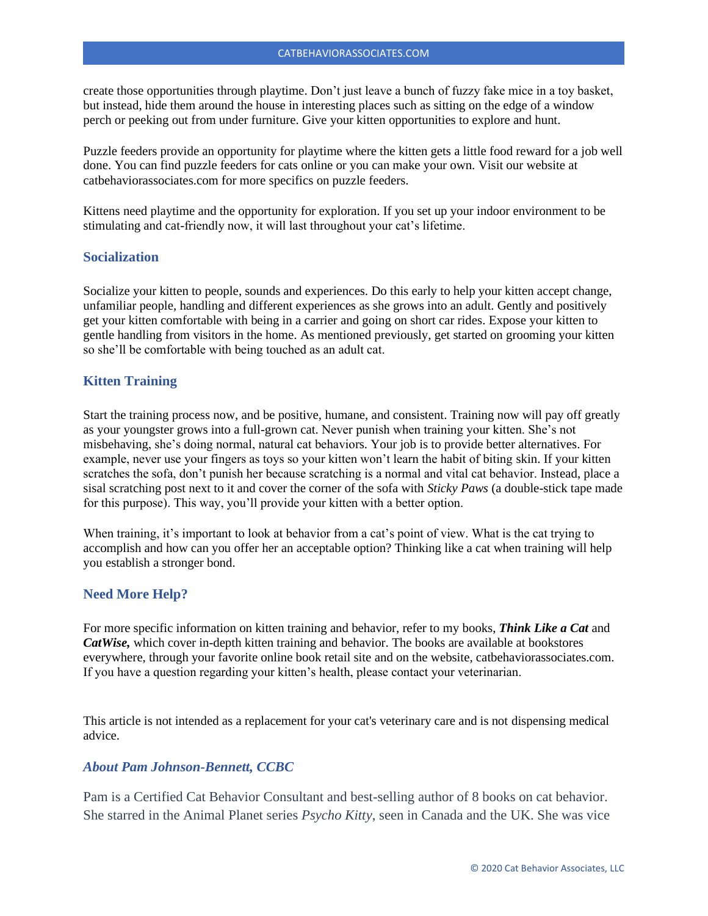create those opportunities through playtime. Don't just leave a bunch of fuzzy fake mice in a toy basket, but instead, hide them around the house in interesting places such as sitting on the edge of a window perch or peeking out from under furniture. Give your kitten opportunities to explore and hunt.

Puzzle feeders provide an opportunity for playtime where the kitten gets a little food reward for a job well done. You can find puzzle feeders for cats online or you can make your own. Visit our website at catbehaviorassociates.com for more specifics on puzzle feeders.

Kittens need playtime and the opportunity for exploration. If you set up your indoor environment to be stimulating and cat-friendly now, it will last throughout your cat's lifetime.

### Socialization

Socialize your kitten to people, sounds and experiences. Do this early to help your kitten accept change, unfamiliar people, handling and different experiences as she grows into an adult. Gently and positively get your kitten comfortable with being in a carrier and going on short car rides. Expose your kitten to gentle handling from visitors in the home. As mentioned previously, get started on grooming your kitten so she'll be comfortable with being touched as an adult cat.

### Kitten Training

Start the training process now, and be positive, humane, and consistent. Training now will pay off greatly as your youngster grows into a full-grown cat. Never punish when training your kitten. She's not misbehaving, she's doing normal, natural cat behaviors. Your job is to provide better alternatives. For example, never use your fingers as toys so your kitten won't learn the habit of biting skin. If your kitten scratches the sofa, don't punish her because scratching is a normal and vital cat behavior. Instead, place a sisal scratching post next to it and cover the corner of the sofa with *Sticky Paws* (a double-stick tape made for this purpose). This way, you'll provide your kitten with a better option.

When training, it's important to look at behavior from a cat's point of view. What is the cat trying to accomplish and how can you offer her an acceptable option? Thinking like a cat when training will help you establish a stronger bond.

### Need More Help?

For more specific information on kitten training and behavior, refer to my books, ***Think Like a Cat*** and ***CatWise,*** which cover in-depth kitten training and behavior. The books are available at bookstores everywhere, through your favorite online book retail site and on the website, catbehaviorassociates.com. If you have a question regarding your kitten's health, please contact your veterinarian.

This article is not intended as a replacement for your cat's veterinary care and is not dispensing medical advice.

### *About Pam Johnson-Bennett, CCBC*

Pam is a Certified Cat Behavior Consultant and best-selling author of 8 books on cat behavior. She starred in the Animal Planet series *Psycho Kitty*, seen in Canada and the UK. She was vice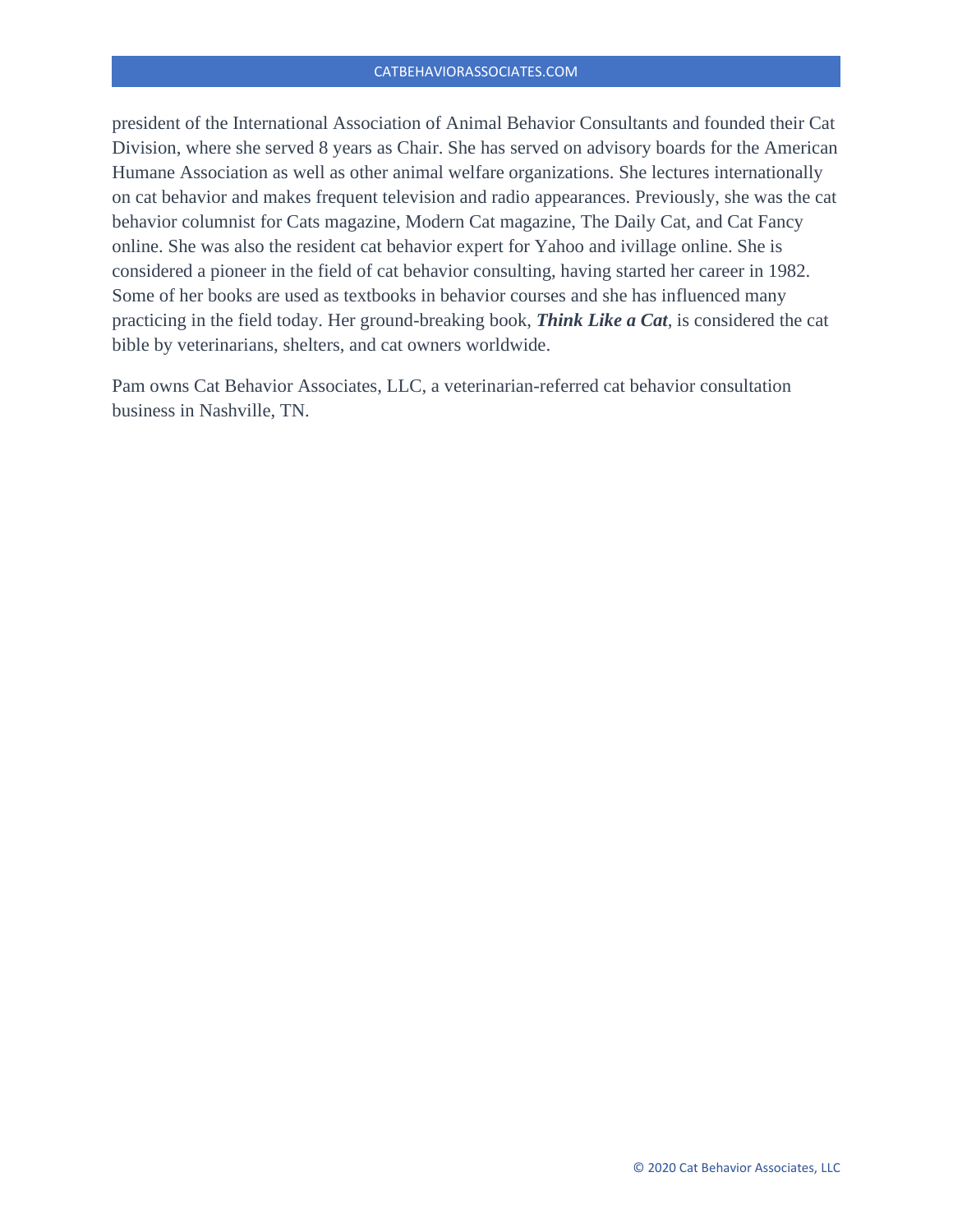president of the International Association of Animal Behavior Consultants and founded their Cat Division, where she served 8 years as Chair. She has served on advisory boards for the American Humane Association as well as other animal welfare organizations. She lectures internationally on cat behavior and makes frequent television and radio appearances. Previously, she was the cat behavior columnist for Cats magazine, Modern Cat magazine, The Daily Cat, and Cat Fancy online. She was also the resident cat behavior expert for Yahoo and ivillage online. She is considered a pioneer in the field of cat behavior consulting, having started her career in 1982. Some of her books are used as textbooks in behavior courses and she has influenced many practicing in the field today. Her ground-breaking book, ***Think Like a Cat***, is considered the cat bible by veterinarians, shelters, and cat owners worldwide.

Pam owns Cat Behavior Associates, LLC, a veterinarian-referred cat behavior consultation business in Nashville, TN.